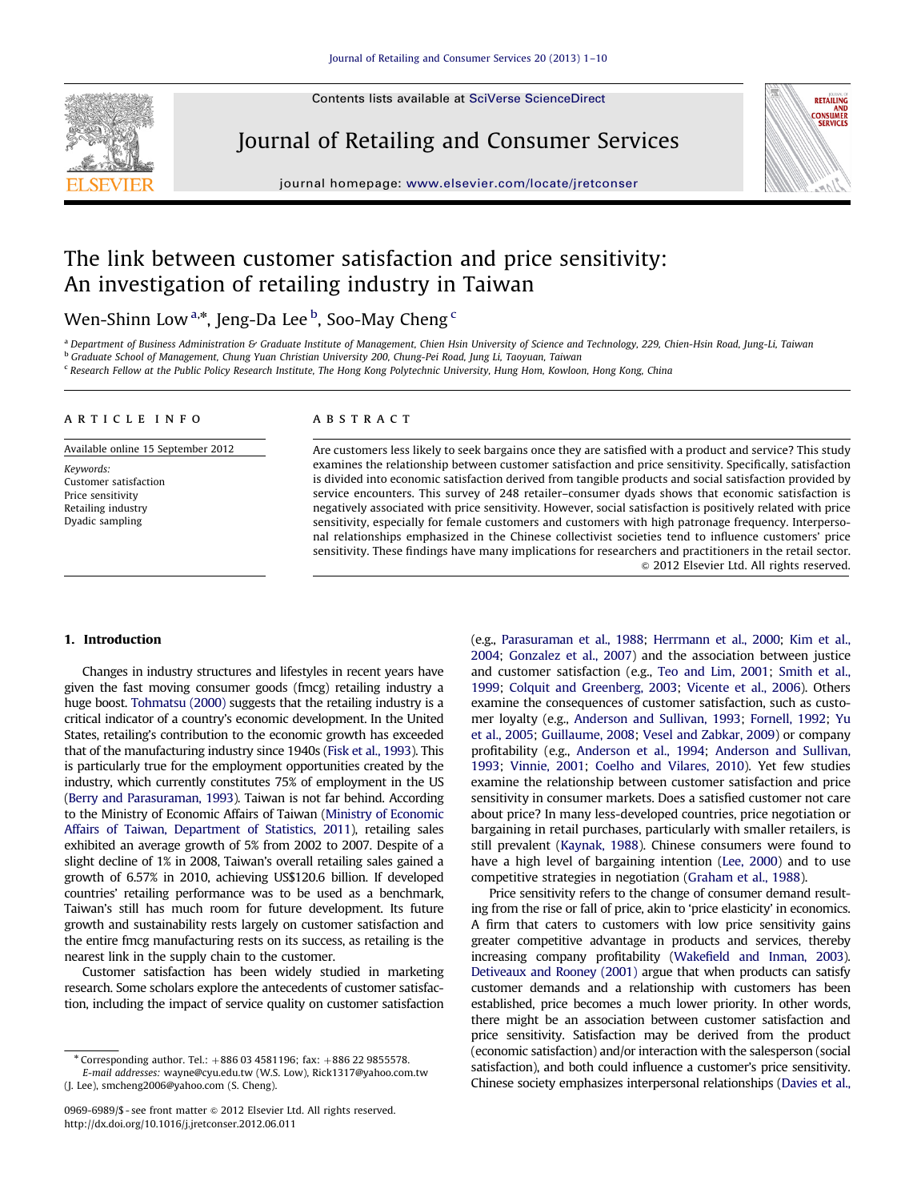# The link between customer satisfaction and price sensitivity: An investigation of retailing industry in Taiwan

Wen-Shinn Low [a,*], Jeng-Da Lee [b], Soo-May Cheng [c]

[a] Department of Business Administration & Graduate Institute of Management, Chien Hsin University of Science and Technology, 229, Chien-Hsin Road, Jung-Li, Taiwan
[b] Graduate School of Management, Chung Yuan Christian University 200, Chung-Pei Road, Jung Li, Taoyuan, Taiwan
[c] Research Fellow at the Public Policy Research Institute, The Hong Kong Polytechnic University, Hung Hom, Kowloon, Hong Kong, China

**ARTICLE INFO**

Available online 15 September 2012

*Keywords:*
Customer satisfaction
Price sensitivity
Retailing industry
Dyadic sampling

**ABSTRACT**

Are customers less likely to seek bargains once they are satisfied with a product and service? This study examines the relationship between customer satisfaction and price sensitivity. Specifically, satisfaction is divided into economic satisfaction derived from tangible products and social satisfaction provided by service encounters. This survey of 248 retailer–consumer dyads shows that economic satisfaction is negatively associated with price sensitivity. However, social satisfaction is positively related with price sensitivity, especially for female customers and customers with high patronage frequency. Interpersonal relationships emphasized in the Chinese collectivist societies tend to influence customers' price sensitivity. These findings have many implications for researchers and practitioners in the retail sector.

© 2012 Elsevier Ltd. All rights reserved.

## 1. Introduction

Changes in industry structures and lifestyles in recent years have given the fast moving consumer goods (fmcg) retailing industry a huge boost. Tohmatsu (2000) suggests that the retailing industry is a critical indicator of a country's economic development. In the United States, retailing's contribution to the economic growth has exceeded that of the manufacturing industry since 1940s (Fisk et al., 1993). This is particularly true for the employment opportunities created by the industry, which currently constitutes 75% of employment in the US (Berry and Parasuraman, 1993). Taiwan is not far behind. According to the Ministry of Economic Affairs of Taiwan (Ministry of Economic Affairs of Taiwan, Department of Statistics, 2011), retailing sales exhibited an average growth of 5% from 2002 to 2007. Despite of a slight decline of 1% in 2008, Taiwan's overall retailing sales gained a growth of 6.57% in 2010, achieving US$120.6 billion. If developed countries' retailing performance was to be used as a benchmark, Taiwan's still has much room for future development. Its future growth and sustainability rests largely on customer satisfaction and the entire fmcg manufacturing rests on its success, as retailing is the nearest link in the supply chain to the customer.

Customer satisfaction has been widely studied in marketing research. Some scholars explore the antecedents of customer satisfaction, including the impact of service quality on customer satisfaction (e.g., Parasuraman et al., 1988; Herrmann et al., 2000; Kim et al., 2004; Gonzalez et al., 2007) and the association between justice and customer satisfaction (e.g., Teo and Lim, 2001; Smith et al., 1999; Colquit and Greenberg, 2003; Vicente et al., 2006). Others examine the consequences of customer satisfaction, such as customer loyalty (e.g., Anderson and Sullivan, 1993; Fornell, 1992; Yu et al., 2005; Guillaume, 2008; Vesel and Zabkar, 2009) or company profitability (e.g., Anderson et al., 1994; Anderson and Sullivan, 1993; Vinnie, 2001; Coelho and Vilares, 2010). Yet few studies examine the relationship between customer satisfaction and price sensitivity in consumer markets. Does a satisfied customer not care about price? In many less-developed countries, price negotiation or bargaining in retail purchases, particularly with smaller retailers, is still prevalent (Kaynak, 1988). Chinese consumers were found to have a high level of bargaining intention (Lee, 2000) and to use competitive strategies in negotiation (Graham et al., 1988).

Price sensitivity refers to the change of consumer demand resulting from the rise or fall of price, akin to 'price elasticity' in economics. A firm that caters to customers with low price sensitivity gains greater competitive advantage in products and services, thereby increasing company profitability (Wakefield and Inman, 2003). Detiveaux and Rooney (2001) argue that when products can satisfy customer demands and a relationship with customers has been established, price becomes a much lower priority. In other words, there might be an association between customer satisfaction and price sensitivity. Satisfaction may be derived from the product (economic satisfaction) and/or interaction with the salesperson (social satisfaction), and both could influence a customer's price sensitivity. Chinese society emphasizes interpersonal relationships (Davies et al.,

---

* Corresponding author. Tel.: +886 03 4581196; fax: +886 22 9855578.
E-mail addresses: wayne@cyu.edu.tw (W.S. Low), Rick1317@yahoo.com.tw (J. Lee), smcheng2006@yahoo.com (S. Cheng).

0969-6989/$ - see front matter © 2012 Elsevier Ltd. All rights reserved.
http://dx.doi.org/10.1016/j.jretconser.2012.06.011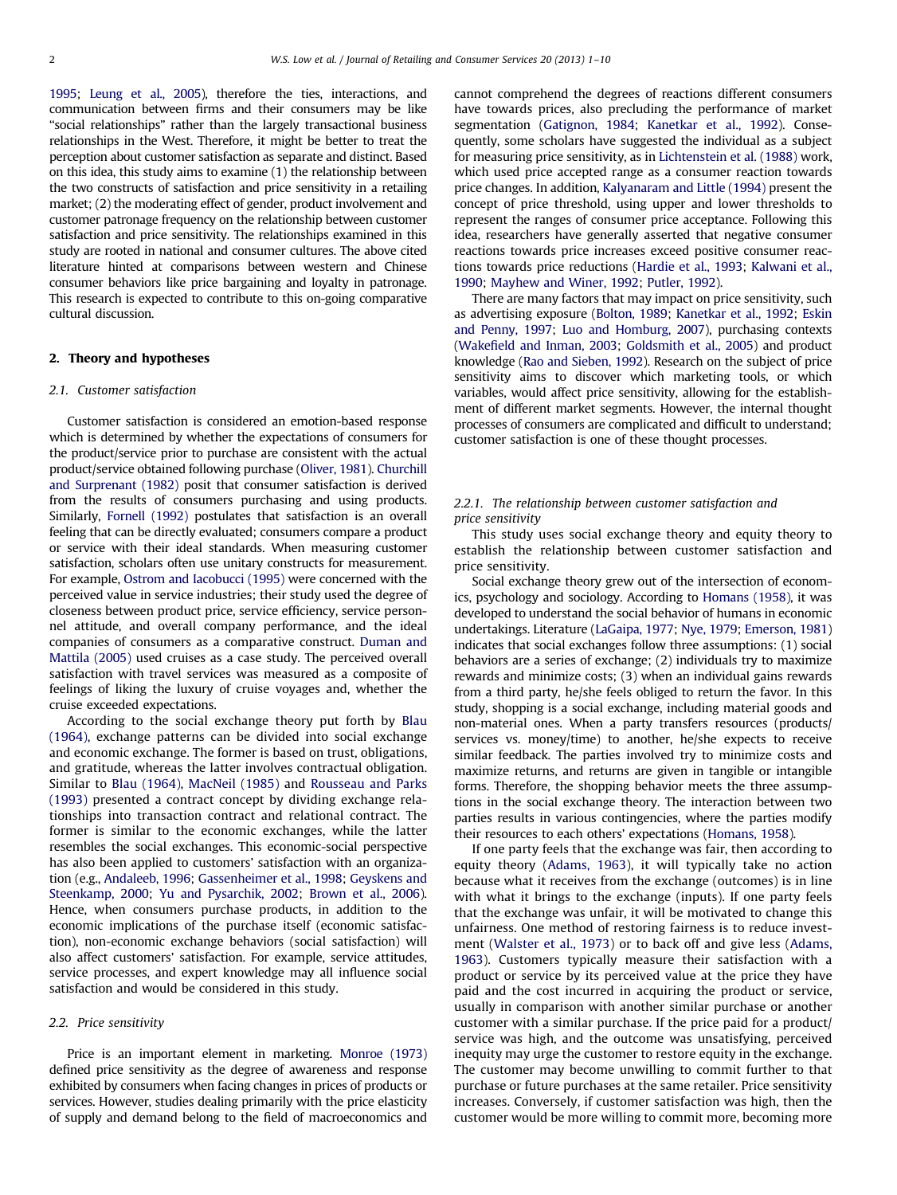1995; Leung et al., 2005), therefore the ties, interactions, and communication between firms and their consumers may be like "social relationships" rather than the largely transactional business relationships in the West. Therefore, it might be better to treat the perception about customer satisfaction as separate and distinct. Based on this idea, this study aims to examine (1) the relationship between the two constructs of satisfaction and price sensitivity in a retailing market; (2) the moderating effect of gender, product involvement and customer patronage frequency on the relationship between customer satisfaction and price sensitivity. The relationships examined in this study are rooted in national and consumer cultures. The above cited literature hinted at comparisons between western and Chinese consumer behaviors like price bargaining and loyalty in patronage. This research is expected to contribute to this on-going comparative cultural discussion.

## 2. Theory and hypotheses

### 2.1. Customer satisfaction

Customer satisfaction is considered an emotion-based response which is determined by whether the expectations of consumers for the product/service prior to purchase are consistent with the actual product/service obtained following purchase (Oliver, 1981). Churchill and Surprenant (1982) posit that consumer satisfaction is derived from the results of consumers purchasing and using products. Similarly, Fornell (1992) postulates that satisfaction is an overall feeling that can be directly evaluated; consumers compare a product or service with their ideal standards. When measuring customer satisfaction, scholars often use unitary constructs for measurement. For example, Ostrom and Iacobucci (1995) were concerned with the perceived value in service industries; their study used the degree of closeness between product price, service efficiency, service personnel attitude, and overall company performance, and the ideal companies of consumers as a comparative construct. Duman and Mattila (2005) used cruises as a case study. The perceived overall satisfaction with travel services was measured as a composite of feelings of liking the luxury of cruise voyages and, whether the cruise exceeded expectations.

According to the social exchange theory put forth by Blau (1964), exchange patterns can be divided into social exchange and economic exchange. The former is based on trust, obligations, and gratitude, whereas the latter involves contractual obligation. Similar to Blau (1964), MacNeil (1985) and Rousseau and Parks (1993) presented a contract concept by dividing exchange relationships into transaction contract and relational contract. The former is similar to the economic exchanges, while the latter resembles the social exchanges. This economic-social perspective has also been applied to customers' satisfaction with an organization (e.g., Andaleeb, 1996; Gassenheimer et al., 1998; Geyskens and Steenkamp, 2000; Yu and Pysarchik, 2002; Brown et al., 2006). Hence, when consumers purchase products, in addition to the economic implications of the purchase itself (economic satisfaction), non-economic exchange behaviors (social satisfaction) will also affect customers' satisfaction. For example, service attitudes, service processes, and expert knowledge may all influence social satisfaction and would be considered in this study.

### 2.2. Price sensitivity

Price is an important element in marketing. Monroe (1973) defined price sensitivity as the degree of awareness and response exhibited by consumers when facing changes in prices of products or services. However, studies dealing primarily with the price elasticity of supply and demand belong to the field of macroeconomics and cannot comprehend the degrees of reactions different consumers have towards prices, also precluding the performance of market segmentation (Gatignon, 1984; Kanetkar et al., 1992). Consequently, some scholars have suggested the individual as a subject for measuring price sensitivity, as in Lichtenstein et al. (1988) work, which used price accepted range as a consumer reaction towards price changes. In addition, Kalyanaram and Little (1994) present the concept of price threshold, using upper and lower thresholds to represent the ranges of consumer price acceptance. Following this idea, researchers have generally asserted that negative consumer reactions towards price increases exceed positive consumer reactions towards price reductions (Hardie et al., 1993; Kalwani et al., 1990; Mayhew and Winer, 1992; Putler, 1992).

There are many factors that may impact on price sensitivity, such as advertising exposure (Bolton, 1989; Kanetkar et al., 1992; Eskin and Penny, 1997; Luo and Homburg, 2007), purchasing contexts (Wakefield and Inman, 2003; Goldsmith et al., 2005) and product knowledge (Rao and Sieben, 1992). Research on the subject of price sensitivity aims to discover which marketing tools, or which variables, would affect price sensitivity, allowing for the establishment of different market segments. However, the internal thought processes of consumers are complicated and difficult to understand; customer satisfaction is one of these thought processes.

#### 2.2.1. The relationship between customer satisfaction and price sensitivity

This study uses social exchange theory and equity theory to establish the relationship between customer satisfaction and price sensitivity.

Social exchange theory grew out of the intersection of economics, psychology and sociology. According to Homans (1958), it was developed to understand the social behavior of humans in economic undertakings. Literature (LaGaipa, 1977; Nye, 1979; Emerson, 1981) indicates that social exchanges follow three assumptions: (1) social behaviors are a series of exchange; (2) individuals try to maximize rewards and minimize costs; (3) when an individual gains rewards from a third party, he/she feels obliged to return the favor. In this study, shopping is a social exchange, including material goods and non-material ones. When a party transfers resources (products/services vs. money/time) to another, he/she expects to receive similar feedback. The parties involved try to minimize costs and maximize returns, and returns are given in tangible or intangible forms. Therefore, the shopping behavior meets the three assumptions in the social exchange theory. The interaction between two parties results in various contingencies, where the parties modify their resources to each others' expectations (Homans, 1958).

If one party feels that the exchange was fair, then according to equity theory (Adams, 1963), it will typically take no action because what it receives from the exchange (outcomes) is in line with what it brings to the exchange (inputs). If one party feels that the exchange was unfair, it will be motivated to change this unfairness. One method of restoring fairness is to reduce investment (Walster et al., 1973) or to back off and give less (Adams, 1963). Customers typically measure their satisfaction with a product or service by its perceived value at the price they have paid and the cost incurred in acquiring the product or service, usually in comparison with another similar purchase or another customer with a similar purchase. If the price paid for a product/service was high, and the outcome was unsatisfying, perceived inequity may urge the customer to restore equity in the exchange. The customer may become unwilling to commit further to that purchase or future purchases at the same retailer. Price sensitivity increases. Conversely, if customer satisfaction was high, then the customer would be more willing to commit more, becoming more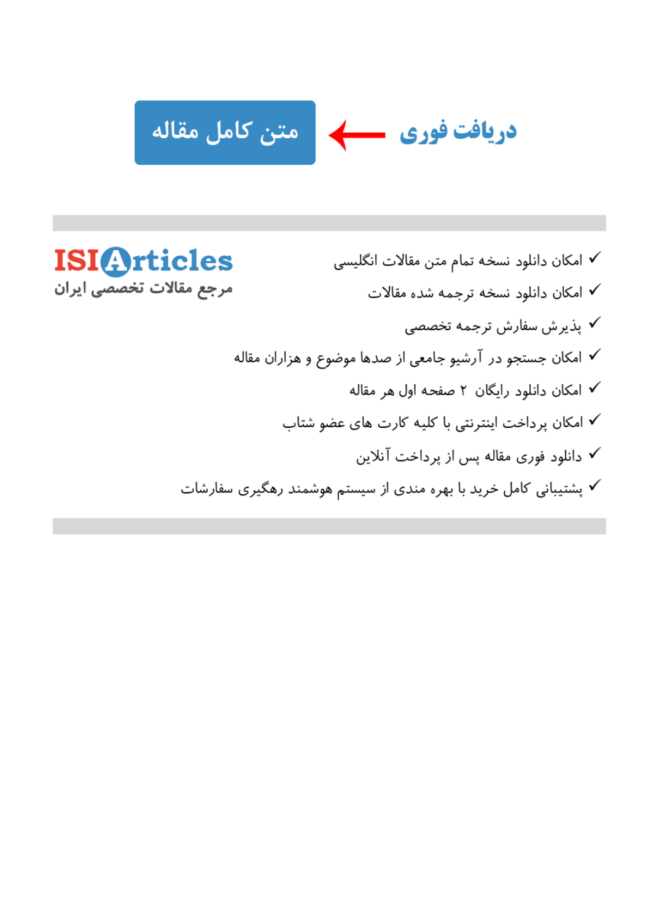دریافت فوری ← متن کامل مقاله

**ISIArticles**
مرجع مقالات تخصصی ایران

- ✓ امکان دانلود نسخه تمام متن مقالات انگلیسی
- ✓ امکان دانلود نسخه ترجمه شده مقالات
- ✓ پذیرش سفارش ترجمه تخصصی
- ✓ امکان جستجو در آرشیو جامعی از صدها موضوع و هزاران مقاله
- ✓ امکان دانلود رایگان ۲ صفحه اول هر مقاله
- ✓ امکان پرداخت اینترنتی با کلیه کارت های عضو شتاب
- ✓ دانلود فوری مقاله پس از پرداخت آنلاین
- ✓ پشتیبانی کامل خرید با بهره مندی از سیستم هوشمند رهگیری سفارشات